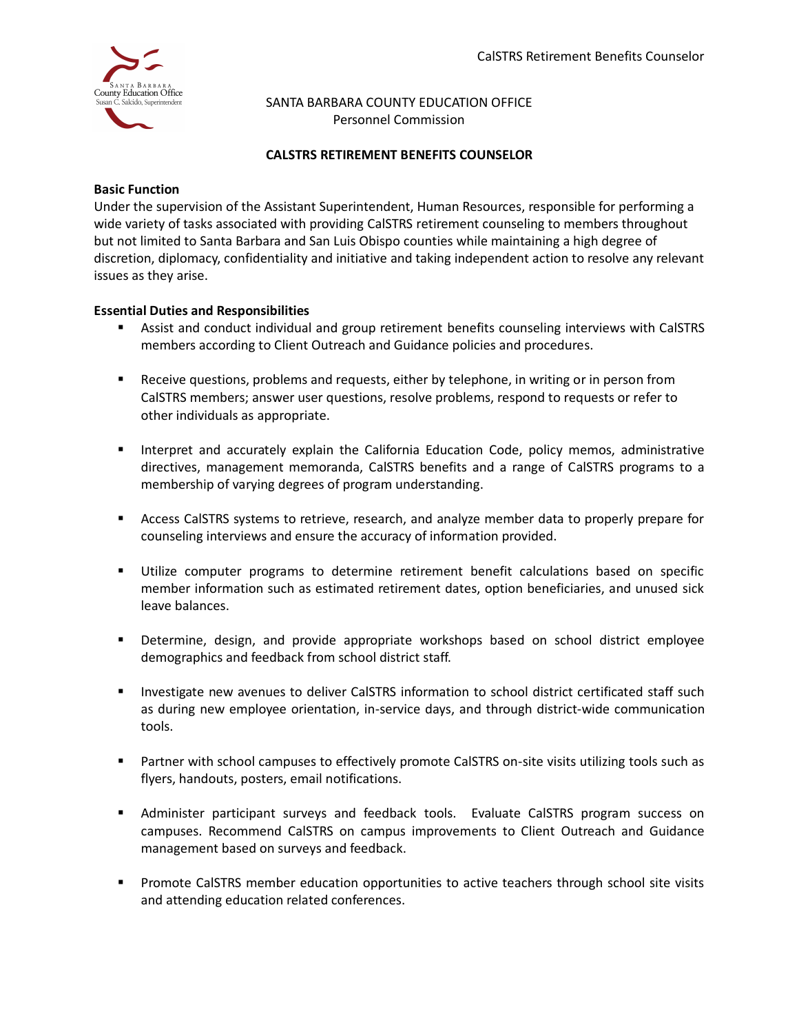SANTA BARBARA COUNTY EDUCATION OFFICE
Personnel Commission

# CALSTRS RETIREMENT BENEFITS COUNSELOR

**Basic Function**

Under the supervision of the Assistant Superintendent, Human Resources, responsible for performing a wide variety of tasks associated with providing CalSTRS retirement counseling to members throughout but not limited to Santa Barbara and San Luis Obispo counties while maintaining a high degree of discretion, diplomacy, confidentiality and initiative and taking independent action to resolve any relevant issues as they arise.

**Essential Duties and Responsibilities**

- Assist and conduct individual and group retirement benefits counseling interviews with CalSTRS members according to Client Outreach and Guidance policies and procedures.
- Receive questions, problems and requests, either by telephone, in writing or in person from CalSTRS members; answer user questions, resolve problems, respond to requests or refer to other individuals as appropriate.
- Interpret and accurately explain the California Education Code, policy memos, administrative directives, management memoranda, CalSTRS benefits and a range of CalSTRS programs to a membership of varying degrees of program understanding.
- Access CalSTRS systems to retrieve, research, and analyze member data to properly prepare for counseling interviews and ensure the accuracy of information provided.
- Utilize computer programs to determine retirement benefit calculations based on specific member information such as estimated retirement dates, option beneficiaries, and unused sick leave balances.
- Determine, design, and provide appropriate workshops based on school district employee demographics and feedback from school district staff.
- Investigate new avenues to deliver CalSTRS information to school district certificated staff such as during new employee orientation, in-service days, and through district-wide communication tools.
- Partner with school campuses to effectively promote CalSTRS on-site visits utilizing tools such as flyers, handouts, posters, email notifications.
- Administer participant surveys and feedback tools. Evaluate CalSTRS program success on campuses. Recommend CalSTRS on campus improvements to Client Outreach and Guidance management based on surveys and feedback.
- Promote CalSTRS member education opportunities to active teachers through school site visits and attending education related conferences.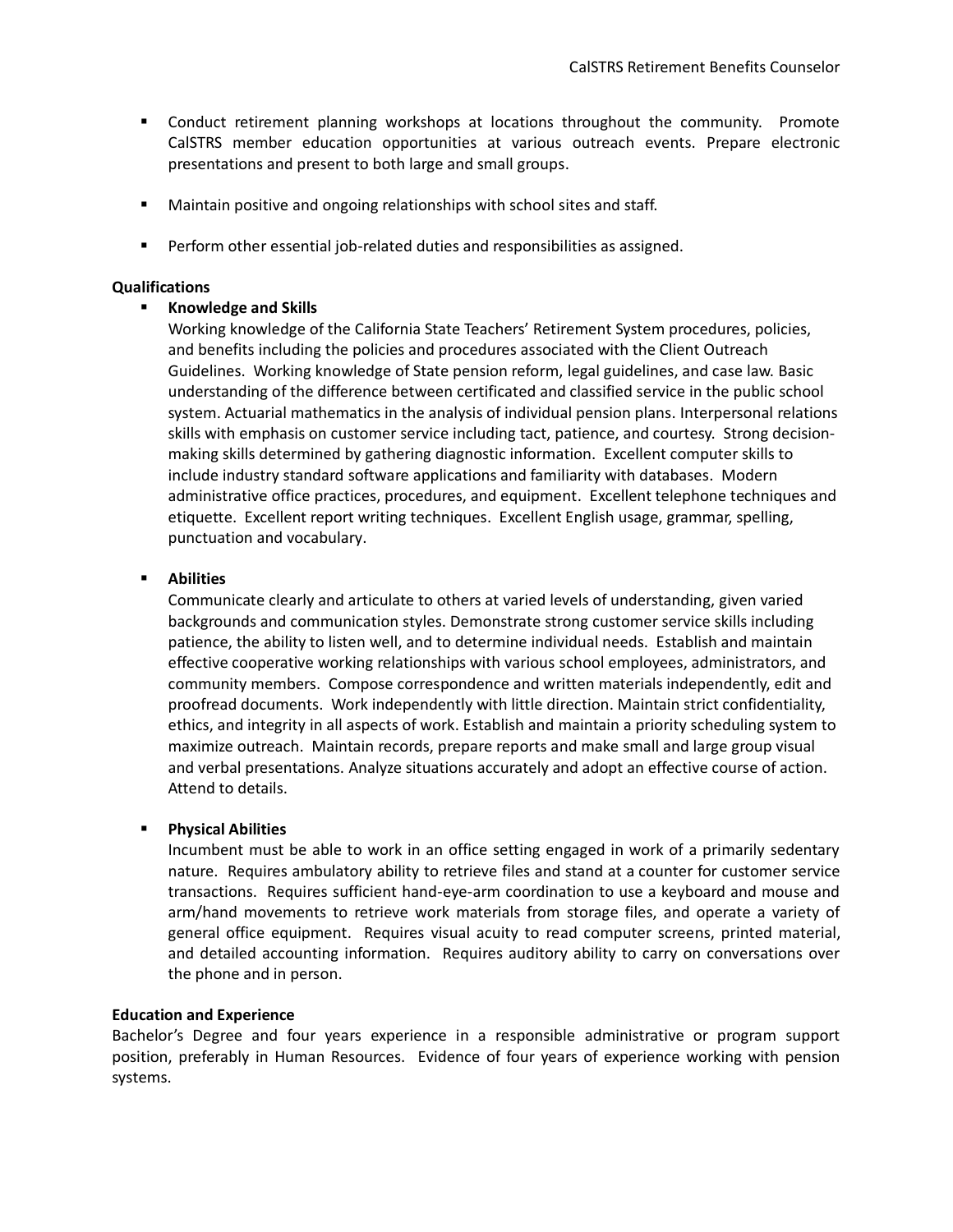- Conduct retirement planning workshops at locations throughout the community. Promote CalSTRS member education opportunities at various outreach events. Prepare electronic presentations and present to both large and small groups.

- Maintain positive and ongoing relationships with school sites and staff.

- Perform other essential job-related duties and responsibilities as assigned.

**Qualifications**

- **Knowledge and Skills**

  Working knowledge of the California State Teachers' Retirement System procedures, policies, and benefits including the policies and procedures associated with the Client Outreach Guidelines. Working knowledge of State pension reform, legal guidelines, and case law. Basic understanding of the difference between certificated and classified service in the public school system. Actuarial mathematics in the analysis of individual pension plans. Interpersonal relations skills with emphasis on customer service including tact, patience, and courtesy. Strong decision-making skills determined by gathering diagnostic information. Excellent computer skills to include industry standard software applications and familiarity with databases. Modern administrative office practices, procedures, and equipment. Excellent telephone techniques and etiquette. Excellent report writing techniques. Excellent English usage, grammar, spelling, punctuation and vocabulary.

- **Abilities**

  Communicate clearly and articulate to others at varied levels of understanding, given varied backgrounds and communication styles. Demonstrate strong customer service skills including patience, the ability to listen well, and to determine individual needs. Establish and maintain effective cooperative working relationships with various school employees, administrators, and community members. Compose correspondence and written materials independently, edit and proofread documents. Work independently with little direction. Maintain strict confidentiality, ethics, and integrity in all aspects of work. Establish and maintain a priority scheduling system to maximize outreach. Maintain records, prepare reports and make small and large group visual and verbal presentations. Analyze situations accurately and adopt an effective course of action. Attend to details.

- **Physical Abilities**

  Incumbent must be able to work in an office setting engaged in work of a primarily sedentary nature. Requires ambulatory ability to retrieve files and stand at a counter for customer service transactions. Requires sufficient hand-eye-arm coordination to use a keyboard and mouse and arm/hand movements to retrieve work materials from storage files, and operate a variety of general office equipment. Requires visual acuity to read computer screens, printed material, and detailed accounting information. Requires auditory ability to carry on conversations over the phone and in person.

**Education and Experience**

Bachelor's Degree and four years experience in a responsible administrative or program support position, preferably in Human Resources. Evidence of four years of experience working with pension systems.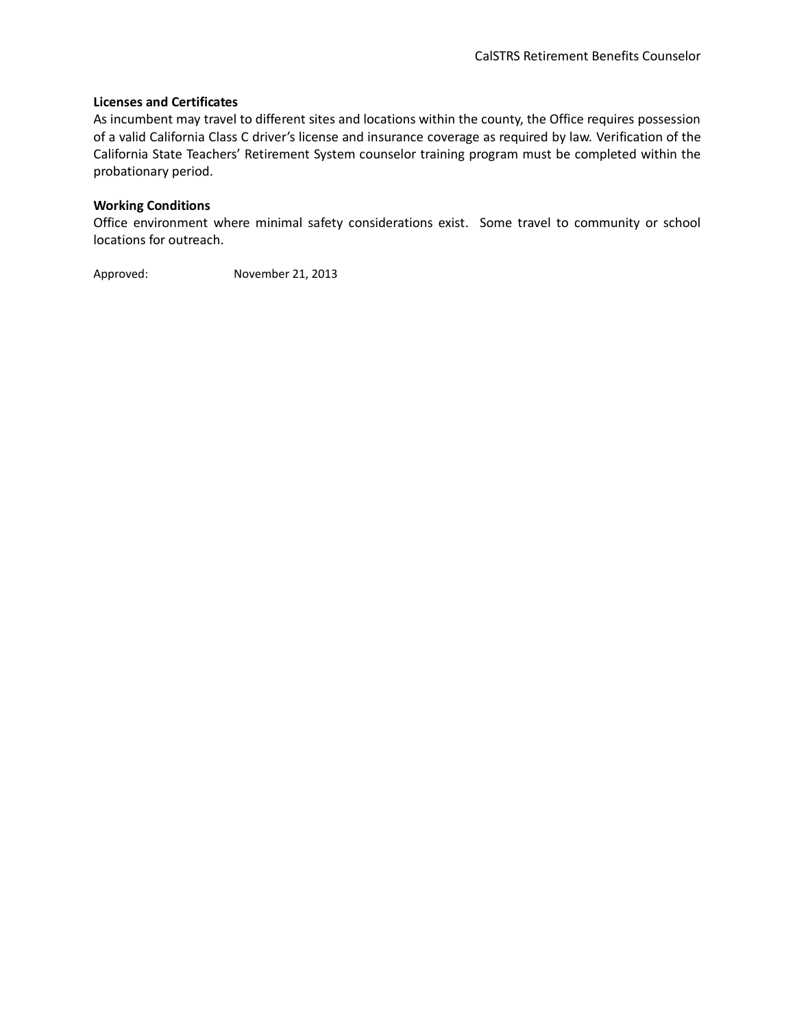**Licenses and Certificates**

As incumbent may travel to different sites and locations within the county, the Office requires possession of a valid California Class C driver's license and insurance coverage as required by law. Verification of the California State Teachers' Retirement System counselor training program must be completed within the probationary period.

**Working Conditions**

Office environment where minimal safety considerations exist. Some travel to community or school locations for outreach.

Approved: November 21, 2013